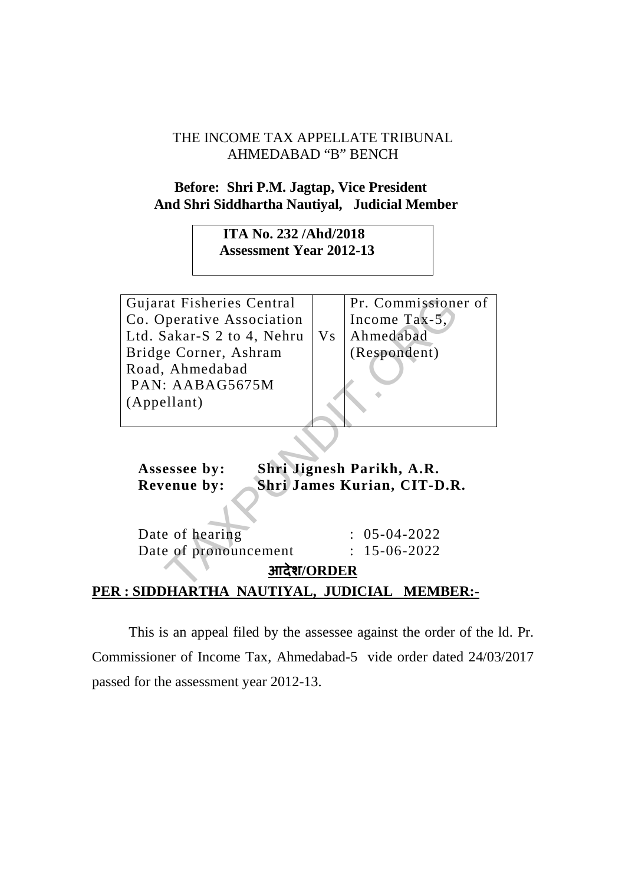THE INCOME TAX APPELLATE TRIBUNAL
AHMEDABAD "B" BENCH

**Before: Shri P.M. Jagtap, Vice President**
**And Shri Siddhartha Nautiyal, Judicial Member**

**ITA No. 232 /Ahd/2018**
**Assessment Year 2012-13**

| Gujarat Fisheries Central Co. Operative Association Ltd. Sakar-S 2 to 4, Nehru Bridge Corner, Ashram Road, Ahmedabad PAN: AABAG5675M (Appellant) | Vs | Pr. Commissioner of Income Tax-5, Ahmedabad (Respondent) |
|---|---|---|

**Assessee by:** **Shri Jignesh Parikh, A.R.**
**Revenue by:** **Shri James Kurian, CIT-D.R.**

Date of hearing : 05-04-2022
Date of pronouncement : 15-06-2022

**आदेश/ORDER**

**PER : SIDDHARTHA NAUTIYAL, JUDICIAL MEMBER:-**

This is an appeal filed by the assessee against the order of the ld. Pr. Commissioner of Income Tax, Ahmedabad-5 vide order dated 24/03/2017 passed for the assessment year 2012-13.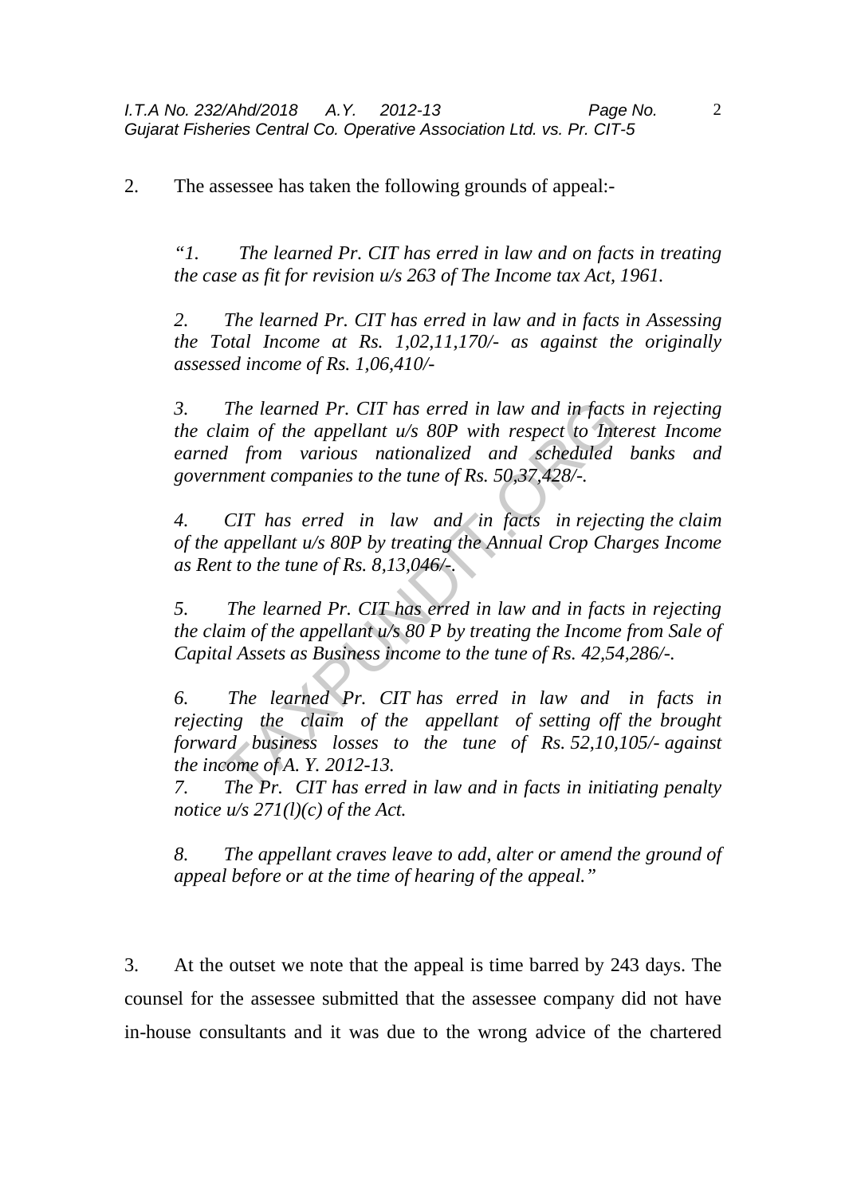2. The assessee has taken the following grounds of appeal:-

> *"1. The learned Pr. CIT has erred in law and on facts in treating the case as fit for revision u/s 263 of The Income tax Act, 1961.*
>
> *2. The learned Pr. CIT has erred in law and in facts in Assessing the Total Income at Rs. 1,02,11,170/- as against the originally assessed income of Rs. 1,06,410/-*
>
> *3. The learned Pr. CIT has erred in law and in facts in rejecting the claim of the appellant u/s 80P with respect to Interest Income earned from various nationalized and scheduled banks and government companies to the tune of Rs. 50,37,428/-.*
>
> *4. CIT has erred in law and in facts in rejecting the claim of the appellant u/s 80P by treating the Annual Crop Charges Income as Rent to the tune of Rs. 8,13,046/-.*
>
> *5. The learned Pr. CIT has erred in law and in facts in rejecting the claim of the appellant u/s 80 P by treating the Income from Sale of Capital Assets as Business income to the tune of Rs. 42,54,286/-.*
>
> *6. The learned Pr. CIT has erred in law and in facts in rejecting the claim of the appellant of setting off the brought forward business losses to the tune of Rs. 52,10,105/- against the income of A. Y. 2012-13.*
>
> *7. The Pr. CIT has erred in law and in facts in initiating penalty notice u/s 271(l)(c) of the Act.*
>
> *8. The appellant craves leave to add, alter or amend the ground of appeal before or at the time of hearing of the appeal."*

3. At the outset we note that the appeal is time barred by 243 days. The counsel for the assessee submitted that the assessee company did not have in-house consultants and it was due to the wrong advice of the chartered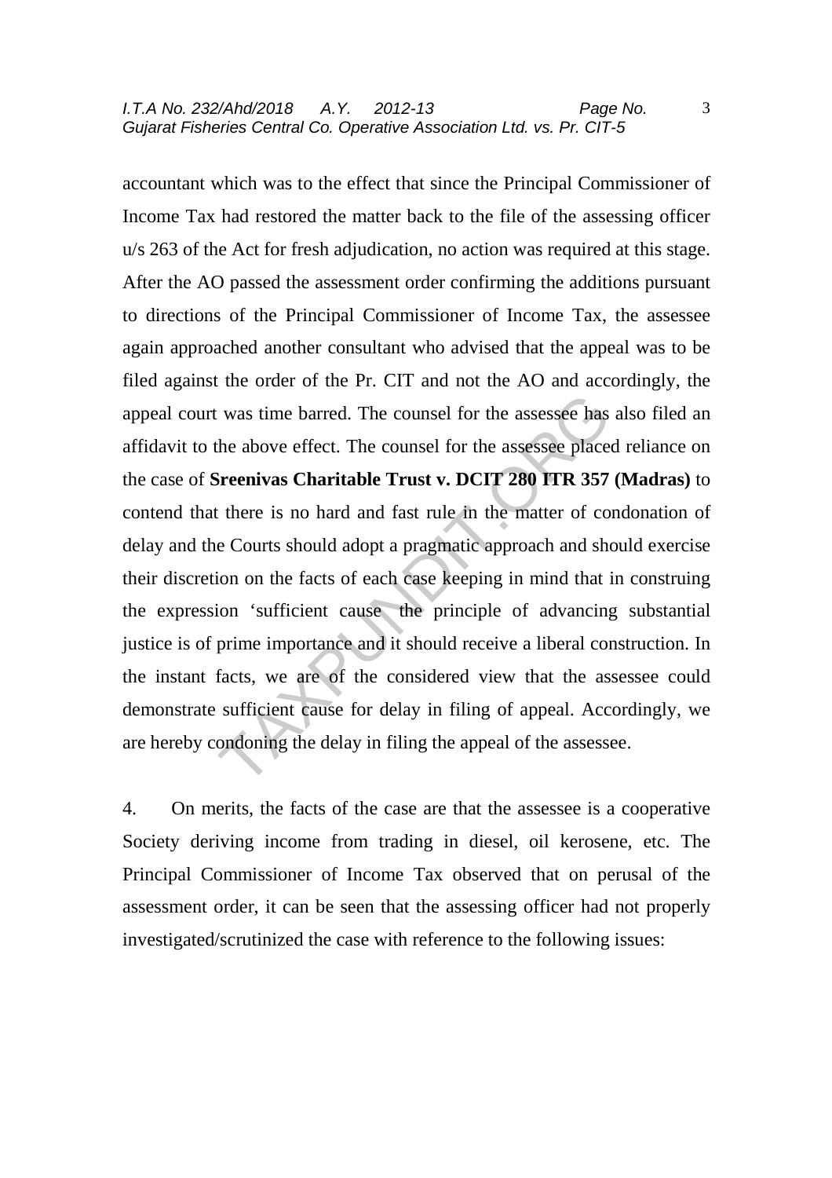accountant which was to the effect that since the Principal Commissioner of Income Tax had restored the matter back to the file of the assessing officer u/s 263 of the Act for fresh adjudication, no action was required at this stage. After the AO passed the assessment order confirming the additions pursuant to directions of the Principal Commissioner of Income Tax, the assessee again approached another consultant who advised that the appeal was to be filed against the order of the Pr. CIT and not the AO and accordingly, the appeal court was time barred. The counsel for the assessee has also filed an affidavit to the above effect. The counsel for the assessee placed reliance on the case of **Sreenivas Charitable Trust v. DCIT 280 ITR 357 (Madras)** to contend that there is no hard and fast rule in the matter of condonation of delay and the Courts should adopt a pragmatic approach and should exercise their discretion on the facts of each case keeping in mind that in construing the expression 'sufficient cause the principle of advancing substantial justice is of prime importance and it should receive a liberal construction. In the instant facts, we are of the considered view that the assessee could demonstrate sufficient cause for delay in filing of appeal. Accordingly, we are hereby condoning the delay in filing the appeal of the assessee.

4. On merits, the facts of the case are that the assessee is a cooperative Society deriving income from trading in diesel, oil kerosene, etc. The Principal Commissioner of Income Tax observed that on perusal of the assessment order, it can be seen that the assessing officer had not properly investigated/scrutinized the case with reference to the following issues: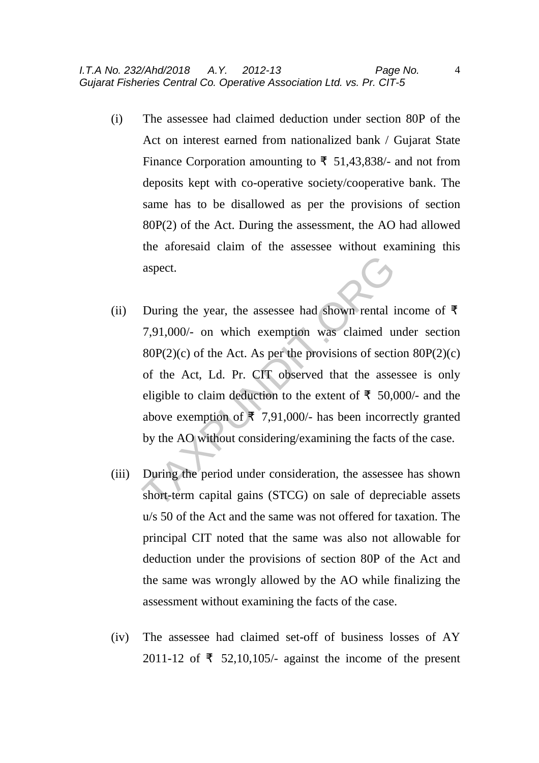(i) The assessee had claimed deduction under section 80P of the Act on interest earned from nationalized bank / Gujarat State Finance Corporation amounting to ₹ 51,43,838/- and not from deposits kept with co-operative society/cooperative bank. The same has to be disallowed as per the provisions of section 80P(2) of the Act. During the assessment, the AO had allowed the aforesaid claim of the assessee without examining this aspect.

(ii) During the year, the assessee had shown rental income of ₹ 7,91,000/- on which exemption was claimed under section 80P(2)(c) of the Act. As per the provisions of section 80P(2)(c) of the Act, Ld. Pr. CIT observed that the assessee is only eligible to claim deduction to the extent of ₹ 50,000/- and the above exemption of ₹ 7,91,000/- has been incorrectly granted by the AO without considering/examining the facts of the case.

(iii) During the period under consideration, the assessee has shown short-term capital gains (STCG) on sale of depreciable assets u/s 50 of the Act and the same was not offered for taxation. The principal CIT noted that the same was also not allowable for deduction under the provisions of section 80P of the Act and the same was wrongly allowed by the AO while finalizing the assessment without examining the facts of the case.

(iv) The assessee had claimed set-off of business losses of AY 2011-12 of ₹ 52,10,105/- against the income of the present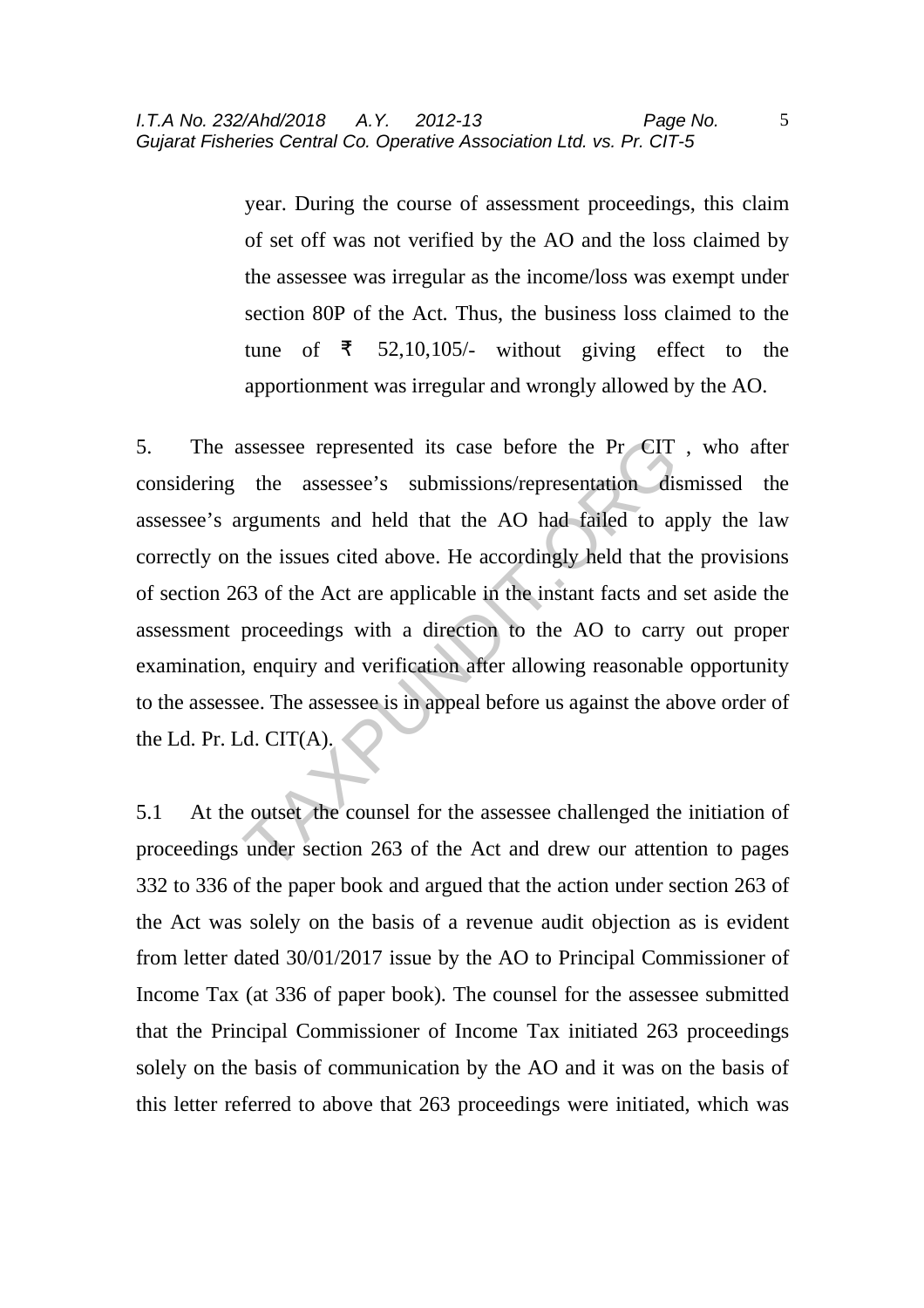year. During the course of assessment proceedings, this claim of set off was not verified by the AO and the loss claimed by the assessee was irregular as the income/loss was exempt under section 80P of the Act. Thus, the business loss claimed to the tune of ₹ 52,10,105/- without giving effect to the apportionment was irregular and wrongly allowed by the AO.

5. The assessee represented its case before the Pr CIT , who after considering the assessee's submissions/representation dismissed the assessee's arguments and held that the AO had failed to apply the law correctly on the issues cited above. He accordingly held that the provisions of section 263 of the Act are applicable in the instant facts and set aside the assessment proceedings with a direction to the AO to carry out proper examination, enquiry and verification after allowing reasonable opportunity to the assessee. The assessee is in appeal before us against the above order of the Ld. Pr. Ld. CIT(A).

5.1 At the outset the counsel for the assessee challenged the initiation of proceedings under section 263 of the Act and drew our attention to pages 332 to 336 of the paper book and argued that the action under section 263 of the Act was solely on the basis of a revenue audit objection as is evident from letter dated 30/01/2017 issue by the AO to Principal Commissioner of Income Tax (at 336 of paper book). The counsel for the assessee submitted that the Principal Commissioner of Income Tax initiated 263 proceedings solely on the basis of communication by the AO and it was on the basis of this letter referred to above that 263 proceedings were initiated, which was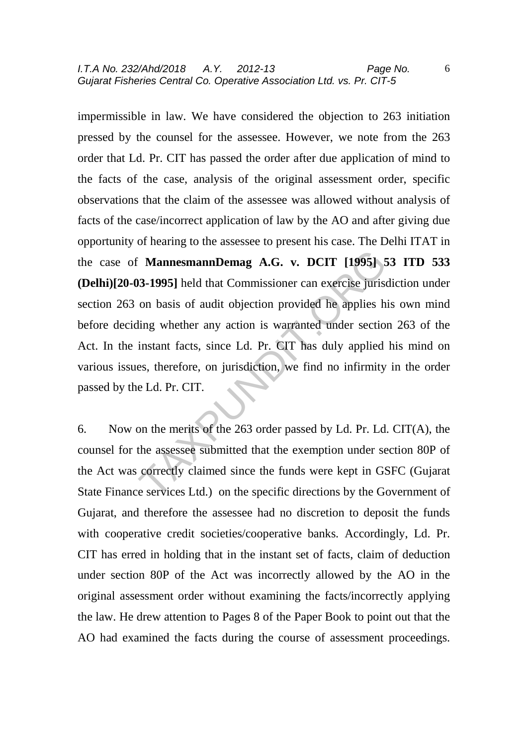impermissible in law. We have considered the objection to 263 initiation pressed by the counsel for the assessee. However, we note from the 263 order that Ld. Pr. CIT has passed the order after due application of mind to the facts of the case, analysis of the original assessment order, specific observations that the claim of the assessee was allowed without analysis of facts of the case/incorrect application of law by the AO and after giving due opportunity of hearing to the assessee to present his case. The Delhi ITAT in the case of **MannesmannDemag A.G. v. DCIT [1995] 53 ITD 533 (Delhi)[20-03-1995]** held that Commissioner can exercise jurisdiction under section 263 on basis of audit objection provided he applies his own mind before deciding whether any action is warranted under section 263 of the Act. In the instant facts, since Ld. Pr. CIT has duly applied his mind on various issues, therefore, on jurisdiction, we find no infirmity in the order passed by the Ld. Pr. CIT.

6. Now on the merits of the 263 order passed by Ld. Pr. Ld. CIT(A), the counsel for the assessee submitted that the exemption under section 80P of the Act was correctly claimed since the funds were kept in GSFC (Gujarat State Finance services Ltd.) on the specific directions by the Government of Gujarat, and therefore the assessee had no discretion to deposit the funds with cooperative credit societies/cooperative banks. Accordingly, Ld. Pr. CIT has erred in holding that in the instant set of facts, claim of deduction under section 80P of the Act was incorrectly allowed by the AO in the original assessment order without examining the facts/incorrectly applying the law. He drew attention to Pages 8 of the Paper Book to point out that the AO had examined the facts during the course of assessment proceedings.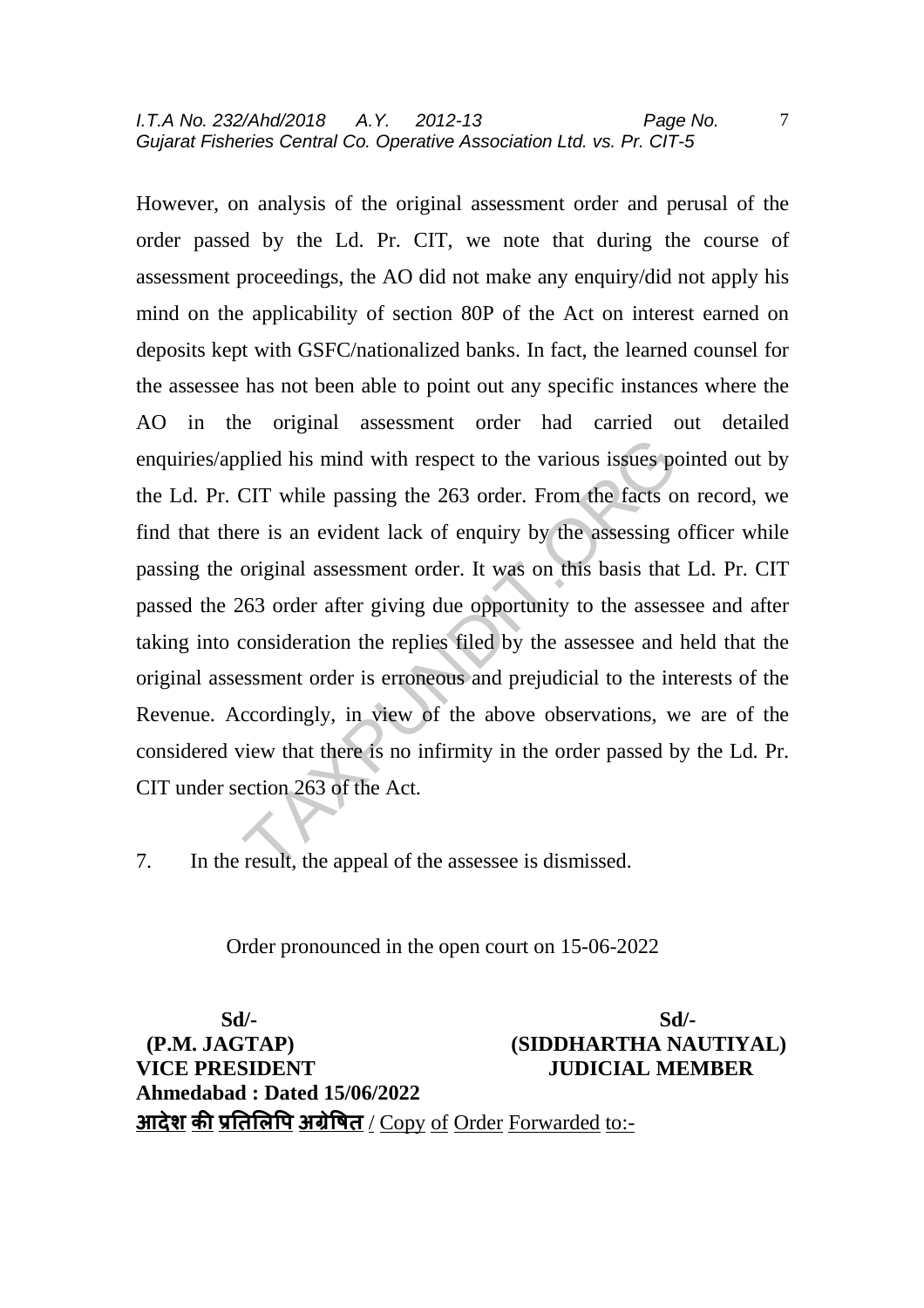However, on analysis of the original assessment order and perusal of the order passed by the Ld. Pr. CIT, we note that during the course of assessment proceedings, the AO did not make any enquiry/did not apply his mind on the applicability of section 80P of the Act on interest earned on deposits kept with GSFC/nationalized banks. In fact, the learned counsel for the assessee has not been able to point out any specific instances where the AO in the original assessment order had carried out detailed enquiries/applied his mind with respect to the various issues pointed out by the Ld. Pr. CIT while passing the 263 order. From the facts on record, we find that there is an evident lack of enquiry by the assessing officer while passing the original assessment order. It was on this basis that Ld. Pr. CIT passed the 263 order after giving due opportunity to the assessee and after taking into consideration the replies filed by the assessee and held that the original assessment order is erroneous and prejudicial to the interests of the Revenue. Accordingly, in view of the above observations, we are of the considered view that there is no infirmity in the order passed by the Ld. Pr. CIT under section 263 of the Act.

7. In the result, the appeal of the assessee is dismissed.

Order pronounced in the open court on 15-06-2022

| Sd/- | Sd/- |
|---|---|
| **(P.M. JAGTAP)** | **(SIDDHARTHA NAUTIYAL)** |
| **VICE PRESIDENT** | **JUDICIAL MEMBER** |

**Ahmedabad : Dated 15/06/2022**

**आदेश की प्रतिलिपि अग्रेषित** / Copy of Order Forwarded to:-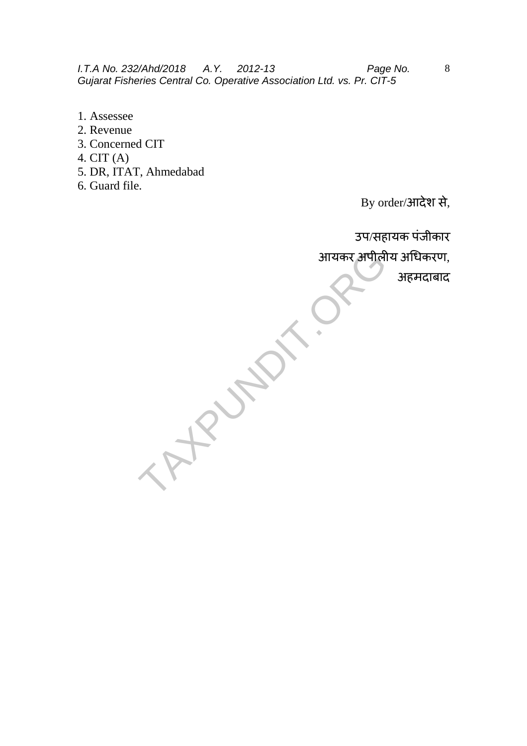1. Assessee
2. Revenue
3. Concerned CIT
4. CIT (A)
5. DR, ITAT, Ahmedabad
6. Guard file.

By order/आदेश से,

उप/सहायक पंजीकार
आयकर अपीलीय अधिकरण,
अहमदाबाद